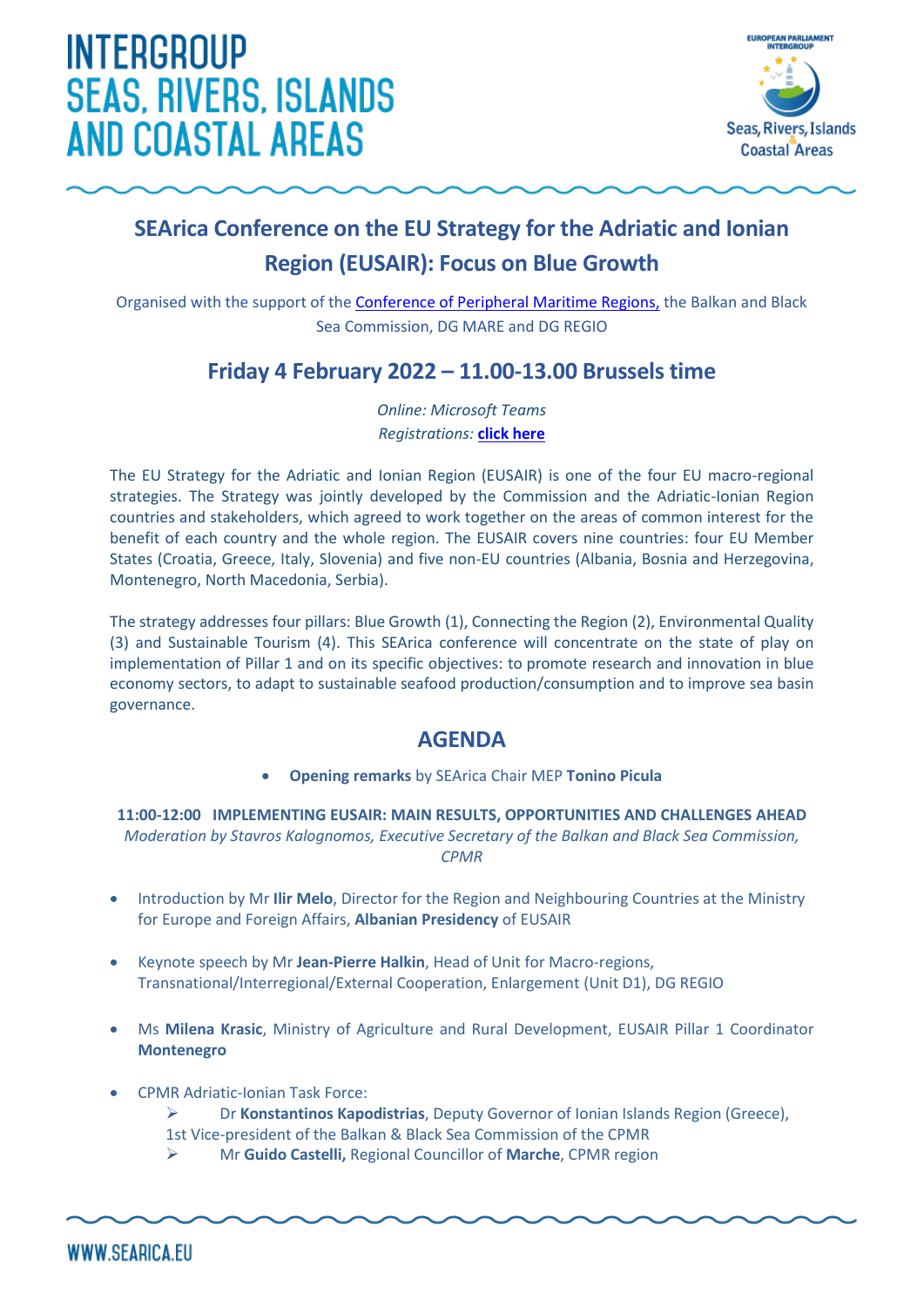# INTERGROUP SEAS, RIVERS, ISLANDS AND COASTAL AREAS

## SEArica Conference on the EU Strategy for the Adriatic and Ionian Region (EUSAIR): Focus on Blue Growth

Organised with the support of the Conference of Peripheral Maritime Regions, the Balkan and Black Sea Commission, DG MARE and DG REGIO

## Friday 4 February 2022 – 11.00-13.00 Brussels time

*Online: Microsoft Teams*
*Registrations:* **click here**

The EU Strategy for the Adriatic and Ionian Region (EUSAIR) is one of the four EU macro-regional strategies. The Strategy was jointly developed by the Commission and the Adriatic-Ionian Region countries and stakeholders, which agreed to work together on the areas of common interest for the benefit of each country and the whole region. The EUSAIR covers nine countries: four EU Member States (Croatia, Greece, Italy, Slovenia) and five non-EU countries (Albania, Bosnia and Herzegovina, Montenegro, North Macedonia, Serbia).

The strategy addresses four pillars: Blue Growth (1), Connecting the Region (2), Environmental Quality (3) and Sustainable Tourism (4). This SEArica conference will concentrate on the state of play on implementation of Pillar 1 and on its specific objectives: to promote research and innovation in blue economy sectors, to adapt to sustainable seafood production/consumption and to improve sea basin governance.

## AGENDA

- **Opening remarks** by SEArica Chair MEP **Tonino Picula**

**11:00-12:00 IMPLEMENTING EUSAIR: MAIN RESULTS, OPPORTUNITIES AND CHALLENGES AHEAD**
*Moderation by Stavros Kalognomos, Executive Secretary of the Balkan and Black Sea Commission, CPMR*

- Introduction by Mr **Ilir Melo**, Director for the Region and Neighbouring Countries at the Ministry for Europe and Foreign Affairs, **Albanian Presidency** of EUSAIR

- Keynote speech by Mr **Jean-Pierre Halkin**, Head of Unit for Macro-regions, Transnational/Interregional/External Cooperation, Enlargement (Unit D1), DG REGIO

- Ms **Milena Krasic**, Ministry of Agriculture and Rural Development, EUSAIR Pillar 1 Coordinator **Montenegro**

- CPMR Adriatic-Ionian Task Force:
  - Dr **Konstantinos Kapodistrias**, Deputy Governor of Ionian Islands Region (Greece), 1st Vice-president of the Balkan & Black Sea Commission of the CPMR
  - Mr **Guido Castelli,** Regional Councillor of **Marche**, CPMR region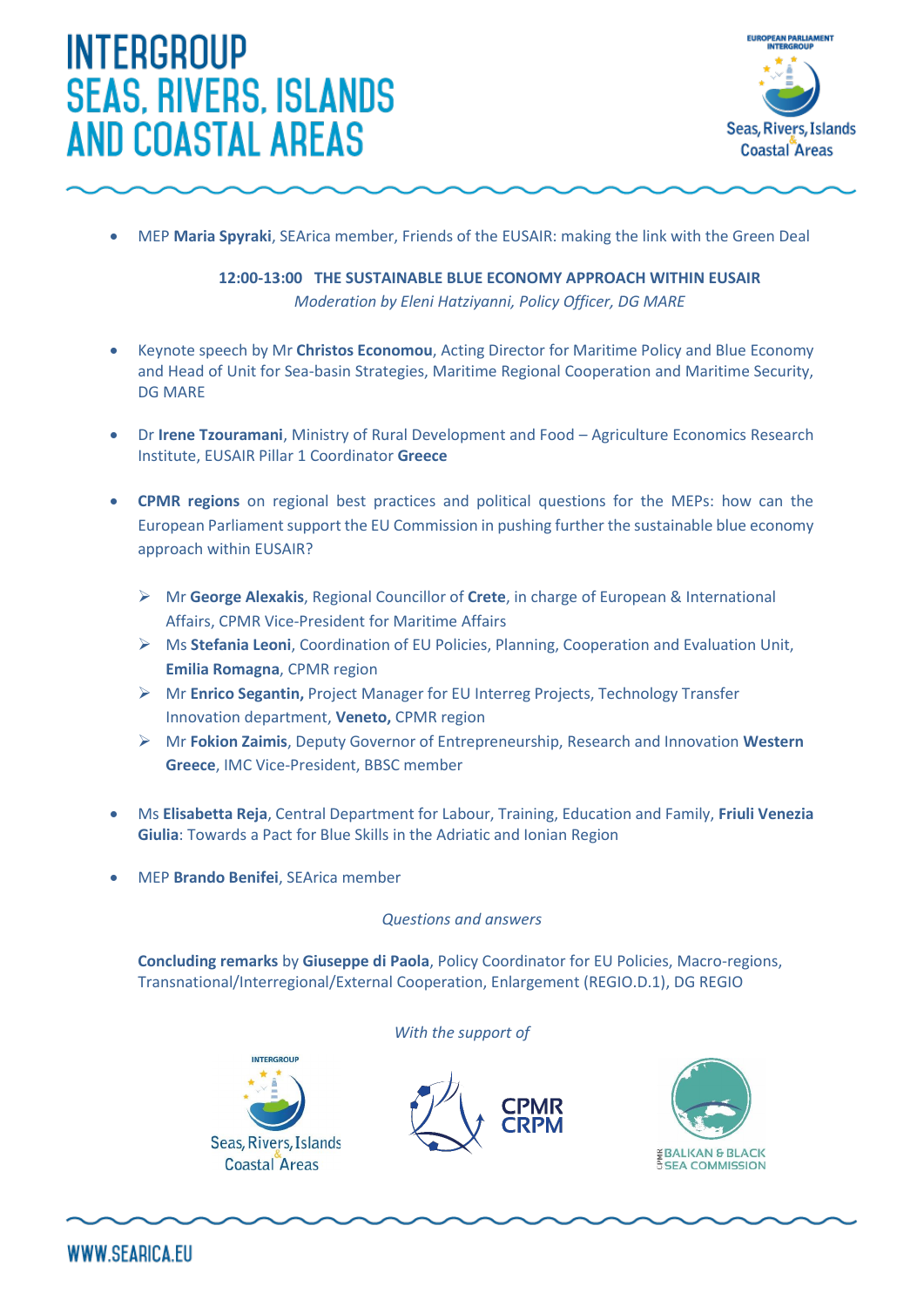- MEP **Maria Spyraki**, SEArica member, Friends of the EUSAIR: making the link with the Green Deal

**12:00-13:00 THE SUSTAINABLE BLUE ECONOMY APPROACH WITHIN EUSAIR**

*Moderation by Eleni Hatziyanni, Policy Officer, DG MARE*

- Keynote speech by Mr **Christos Economou**, Acting Director for Maritime Policy and Blue Economy and Head of Unit for Sea-basin Strategies, Maritime Regional Cooperation and Maritime Security, DG MARE

- Dr **Irene Tzouramani**, Ministry of Rural Development and Food – Agriculture Economics Research Institute, EUSAIR Pillar 1 Coordinator **Greece**

- **CPMR regions** on regional best practices and political questions for the MEPs: how can the European Parliament support the EU Commission in pushing further the sustainable blue economy approach within EUSAIR?
    - Mr **George Alexakis**, Regional Councillor of **Crete**, in charge of European & International Affairs, CPMR Vice-President for Maritime Affairs
    - Ms **Stefania Leoni**, Coordination of EU Policies, Planning, Cooperation and Evaluation Unit, **Emilia Romagna**, CPMR region
    - Mr **Enrico Segantin,** Project Manager for EU Interreg Projects, Technology Transfer Innovation department, **Veneto,** CPMR region
    - Mr **Fokion Zaimis**, Deputy Governor of Entrepreneurship, Research and Innovation **Western Greece**, IMC Vice-President, BBSC member

- Ms **Elisabetta Reja**, Central Department for Labour, Training, Education and Family, **Friuli Venezia Giulia**: Towards a Pact for Blue Skills in the Adriatic and Ionian Region

- MEP **Brando Benifei**, SEArica member

*Questions and answers*

**Concluding remarks** by **Giuseppe di Paola**, Policy Coordinator for EU Policies, Macro-regions, Transnational/Interregional/External Cooperation, Enlargement (REGIO.D.1), DG REGIO

*With the support of*